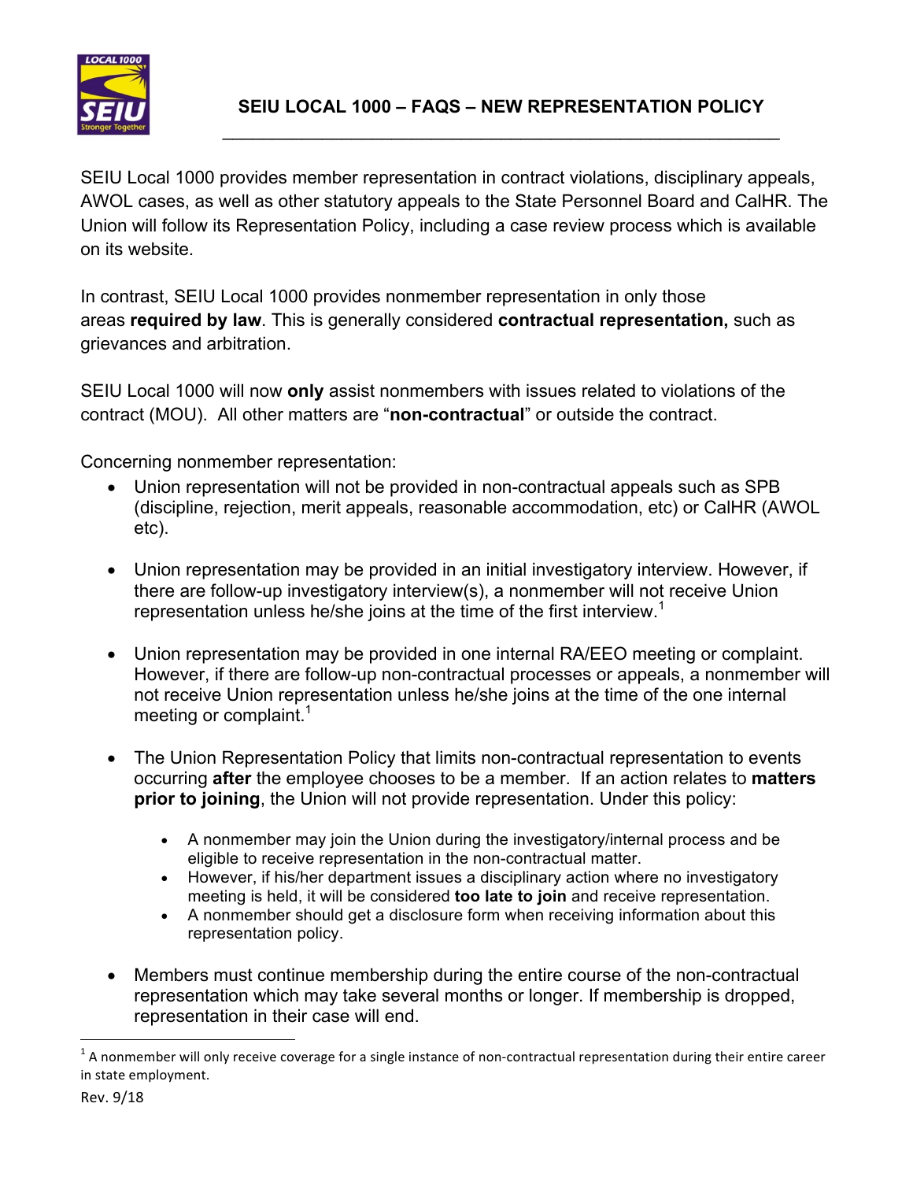# SEIU LOCAL 1000 – FAQS – NEW REPRESENTATION POLICY

SEIU Local 1000 provides member representation in contract violations, disciplinary appeals, AWOL cases, as well as other statutory appeals to the State Personnel Board and CalHR. The Union will follow its Representation Policy, including a case review process which is available on its website.

In contrast, SEIU Local 1000 provides nonmember representation in only those areas **required by law**. This is generally considered **contractual representation,** such as grievances and arbitration.

SEIU Local 1000 will now **only** assist nonmembers with issues related to violations of the contract (MOU). All other matters are "**non-contractual**" or outside the contract.

Concerning nonmember representation:

- Union representation will not be provided in non-contractual appeals such as SPB (discipline, rejection, merit appeals, reasonable accommodation, etc) or CalHR (AWOL etc).

- Union representation may be provided in an initial investigatory interview. However, if there are follow-up investigatory interview(s), a nonmember will not receive Union representation unless he/she joins at the time of the first interview.[1]

- Union representation may be provided in one internal RA/EEO meeting or complaint. However, if there are follow-up non-contractual processes or appeals, a nonmember will not receive Union representation unless he/she joins at the time of the one internal meeting or complaint.[1]

- The Union Representation Policy that limits non-contractual representation to events occurring **after** the employee chooses to be a member. If an action relates to **matters prior to joining**, the Union will not provide representation. Under this policy:

  - A nonmember may join the Union during the investigatory/internal process and be eligible to receive representation in the non-contractual matter.
  - However, if his/her department issues a disciplinary action where no investigatory meeting is held, it will be considered **too late to join** and receive representation.
  - A nonmember should get a disclosure form when receiving information about this representation policy.

- Members must continue membership during the entire course of the non-contractual representation which may take several months or longer. If membership is dropped, representation in their case will end.

[1] A nonmember will only receive coverage for a single instance of non-contractual representation during their entire career in state employment.

Rev. 9/18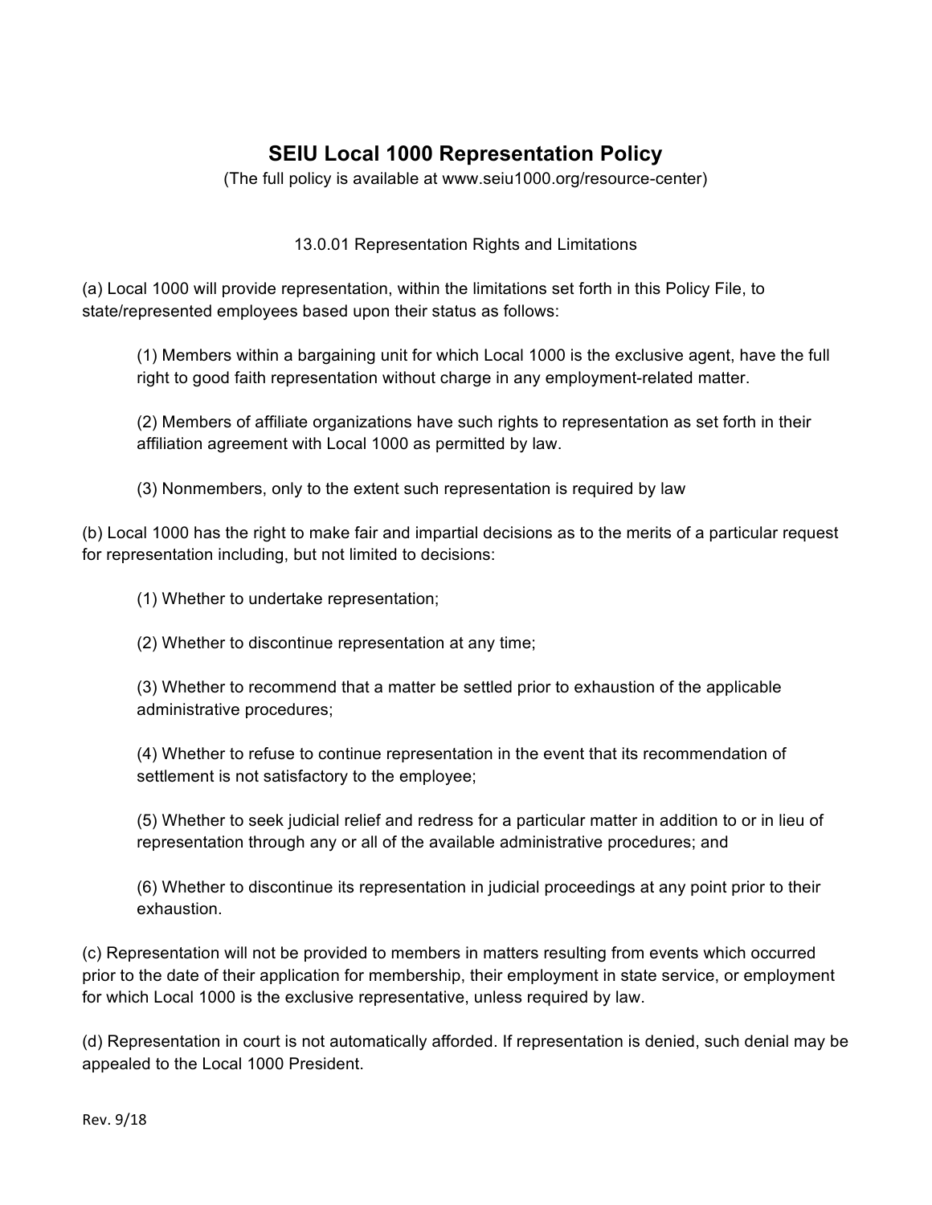# SEIU Local 1000 Representation Policy

(The full policy is available at www.seiu1000.org/resource-center)

13.0.01 Representation Rights and Limitations

(a) Local 1000 will provide representation, within the limitations set forth in this Policy File, to state/represented employees based upon their status as follows:

> (1) Members within a bargaining unit for which Local 1000 is the exclusive agent, have the full right to good faith representation without charge in any employment-related matter.
>
> (2) Members of affiliate organizations have such rights to representation as set forth in their affiliation agreement with Local 1000 as permitted by law.
>
> (3) Nonmembers, only to the extent such representation is required by law

(b) Local 1000 has the right to make fair and impartial decisions as to the merits of a particular request for representation including, but not limited to decisions:

> (1) Whether to undertake representation;
>
> (2) Whether to discontinue representation at any time;
>
> (3) Whether to recommend that a matter be settled prior to exhaustion of the applicable administrative procedures;
>
> (4) Whether to refuse to continue representation in the event that its recommendation of settlement is not satisfactory to the employee;
>
> (5) Whether to seek judicial relief and redress for a particular matter in addition to or in lieu of representation through any or all of the available administrative procedures; and
>
> (6) Whether to discontinue its representation in judicial proceedings at any point prior to their exhaustion.

(c) Representation will not be provided to members in matters resulting from events which occurred prior to the date of their application for membership, their employment in state service, or employment for which Local 1000 is the exclusive representative, unless required by law.

(d) Representation in court is not automatically afforded. If representation is denied, such denial may be appealed to the Local 1000 President.

Rev. 9/18